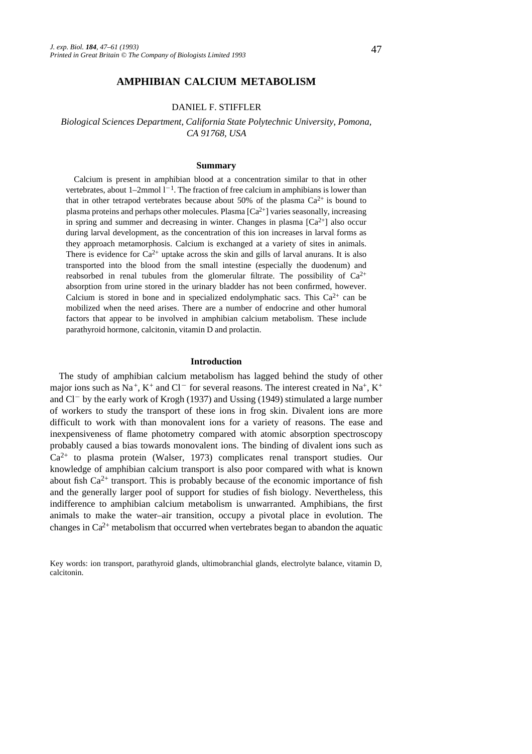# AMPHIBIAN CALCIUM METABOLISM

DANIEL F. STIFFLER

*Biological Sciences Department, California State Polytechnic University, Pomona, CA 91768, USA*

## Summary

Calcium is present in amphibian blood at a concentration similar to that in other vertebrates, about 1–2mmol $l^{-1}$. The fraction of free calcium in amphibians is lower than that in other tetrapod vertebrates because about 50% of the plasma $Ca^{2+}$ is bound to plasma proteins and perhaps other molecules. Plasma [$Ca^{2+}$] varies seasonally, increasing in spring and summer and decreasing in winter. Changes in plasma [$Ca^{2+}$] also occur during larval development, as the concentration of this ion increases in larval forms as they approach metamorphosis. Calcium is exchanged at a variety of sites in animals. There is evidence for $Ca^{2+}$ uptake across the skin and gills of larval anurans. It is also transported into the blood from the small intestine (especially the duodenum) and reabsorbed in renal tubules from the glomerular filtrate. The possibility of $Ca^{2+}$ absorption from urine stored in the urinary bladder has not been confirmed, however. Calcium is stored in bone and in specialized endolymphatic sacs. This $Ca^{2+}$ can be mobilized when the need arises. There are a number of endocrine and other humoral factors that appear to be involved in amphibian calcium metabolism. These include parathyroid hormone, calcitonin, vitamin D and prolactin.

## Introduction

The study of amphibian calcium metabolism has lagged behind the study of other major ions such as $Na^+$, $K^+$ and $Cl^-$ for several reasons. The interest created in $Na^+$, $K^+$ and $Cl^-$ by the early work of Krogh (1937) and Ussing (1949) stimulated a large number of workers to study the transport of these ions in frog skin. Divalent ions are more difficult to work with than monovalent ions for a variety of reasons. The ease and inexpensiveness of flame photometry compared with atomic absorption spectroscopy probably caused a bias towards monovalent ions. The binding of divalent ions such as $Ca^{2+}$ to plasma protein (Walser, 1973) complicates renal transport studies. Our knowledge of amphibian calcium transport is also poor compared with what is known about fish $Ca^{2+}$ transport. This is probably because of the economic importance of fish and the generally larger pool of support for studies of fish biology. Nevertheless, this indifference to amphibian calcium metabolism is unwarranted. Amphibians, the first animals to make the water–air transition, occupy a pivotal place in evolution. The changes in $Ca^{2+}$ metabolism that occurred when vertebrates began to abandon the aquatic

Key words: ion transport, parathyroid glands, ultimobranchial glands, electrolyte balance, vitamin D, calcitonin.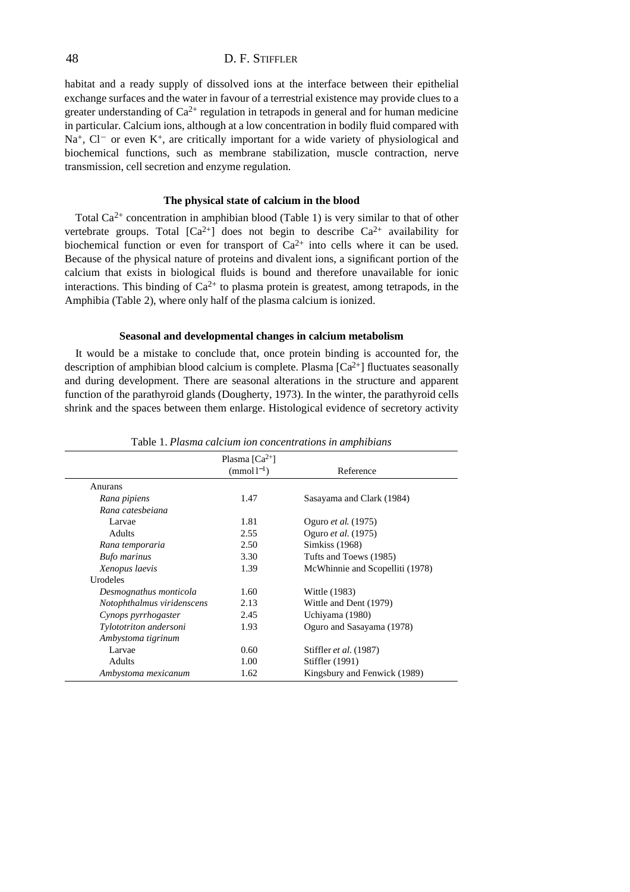habitat and a ready supply of dissolved ions at the interface between their epithelial exchange surfaces and the water in favour of a terrestrial existence may provide clues to a greater understanding of $Ca^{2+}$ regulation in tetrapods in general and for human medicine in particular. Calcium ions, although at a low concentration in bodily fluid compared with $Na^{+}$, $Cl^{-}$ or even $K^{+}$, are critically important for a wide variety of physiological and biochemical functions, such as membrane stabilization, muscle contraction, nerve transmission, cell secretion and enzyme regulation.

## The physical state of calcium in the blood

Total $Ca^{2+}$ concentration in amphibian blood (Table 1) is very similar to that of other vertebrate groups. Total $[Ca^{2+}]$ does not begin to describe $Ca^{2+}$ availability for biochemical function or even for transport of $Ca^{2+}$ into cells where it can be used. Because of the physical nature of proteins and divalent ions, a significant portion of the calcium that exists in biological fluids is bound and therefore unavailable for ionic interactions. This binding of $Ca^{2+}$ to plasma protein is greatest, among tetrapods, in the Amphibia (Table 2), where only half of the plasma calcium is ionized.

## Seasonal and developmental changes in calcium metabolism

It would be a mistake to conclude that, once protein binding is accounted for, the description of amphibian blood calcium is complete. Plasma $[Ca^{2+}]$ fluctuates seasonally and during development. There are seasonal alterations in the structure and apparent function of the parathyroid glands (Dougherty, 1973). In the winter, the parathyroid cells shrink and the spaces between them enlarge. Histological evidence of secretory activity

Table 1. *Plasma calcium ion concentrations in amphibians*

| | Plasma $[Ca^{2+}]$ ($mmol\,l^{-1}$) | Reference |
|---|---|---|
| Anurans | | |
| *Rana pipiens* | 1.47 | Sasayama and Clark (1984) |
| *Rana catesbeiana* | | |
| Larvae | 1.81 | Oguro *et al.* (1975) |
| Adults | 2.55 | Oguro *et al.* (1975) |
| *Rana temporaria* | 2.50 | Simkiss (1968) |
| *Bufo marinus* | 3.30 | Tufts and Toews (1985) |
| *Xenopus laevis* | 1.39 | McWhinnie and Scopelliti (1978) |
| Urodeles | | |
| *Desmognathus monticola* | 1.60 | Wittle (1983) |
| *Notophthalmus viridenscens* | 2.13 | Wittle and Dent (1979) |
| *Cynops pyrrhogaster* | 2.45 | Uchiyama (1980) |
| *Tylototriton andersoni* | 1.93 | Oguro and Sasayama (1978) |
| *Ambystoma tigrinum* | | |
| Larvae | 0.60 | Stiffler *et al.* (1987) |
| Adults | 1.00 | Stiffler (1991) |
| *Ambystoma mexicanum* | 1.62 | Kingsbury and Fenwick (1989) |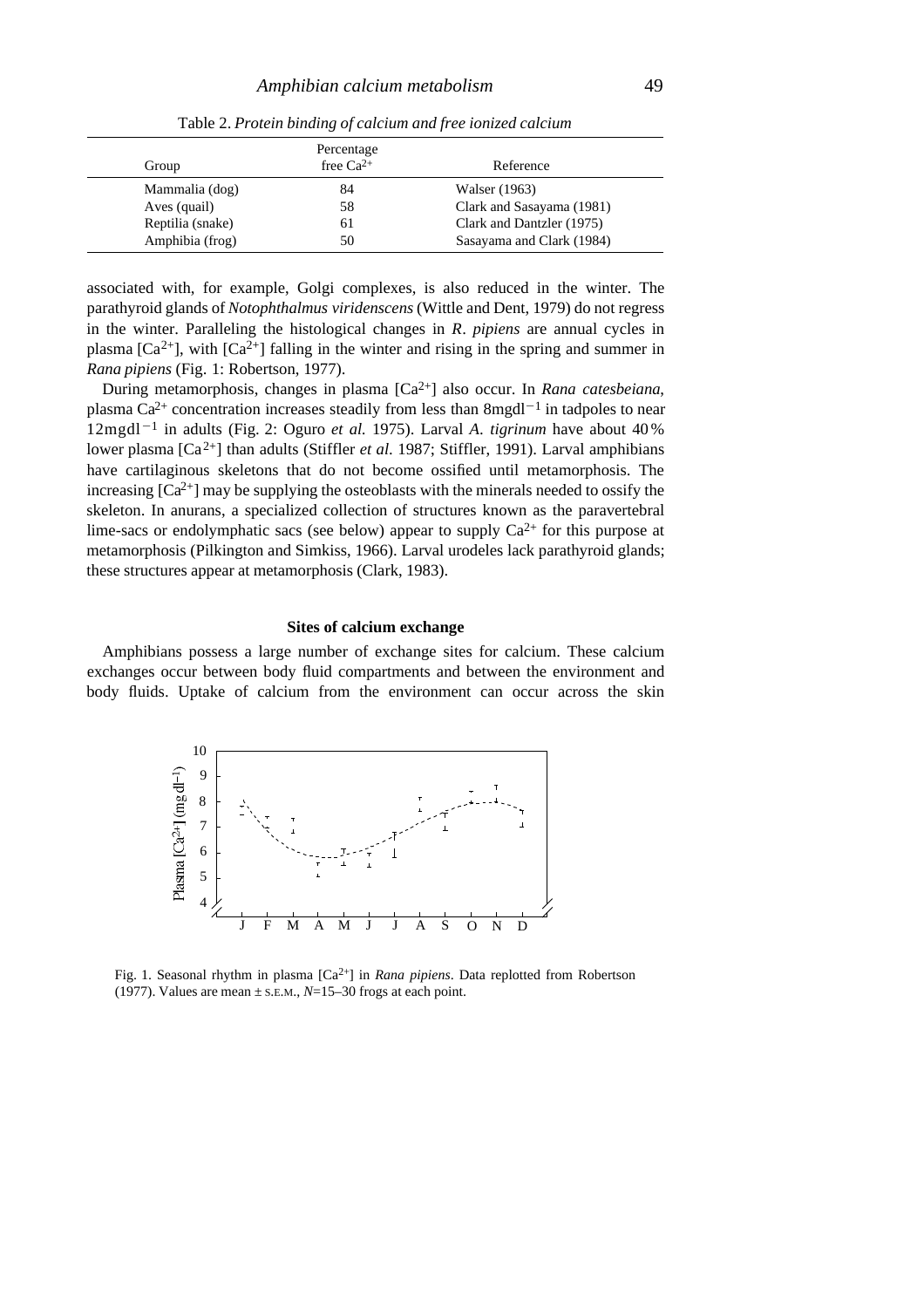Table 2. *Protein binding of calcium and free ionized calcium*

| Group | Percentage free $Ca^{2+}$ | Reference |
|---|---|---|
| Mammalia (dog) | 84 | Walser (1963) |
| Aves (quail) | 58 | Clark and Sasayama (1981) |
| Reptilia (snake) | 61 | Clark and Dantzler (1975) |
| Amphibia (frog) | 50 | Sasayama and Clark (1984) |

associated with, for example, Golgi complexes, is also reduced in the winter. The parathyroid glands of *Notophthalmus viridenscens* (Wittle and Dent, 1979) do not regress in the winter. Paralleling the histological changes in *R*. *pipiens* are annual cycles in plasma [$Ca^{2+}$], with [$Ca^{2+}$] falling in the winter and rising in the spring and summer in *Rana pipiens* (Fig. 1: Robertson, 1977).

During metamorphosis, changes in plasma [$Ca^{2+}$] also occur. In *Rana catesbeiana*, plasma $Ca^{2+}$ concentration increases steadily from less than 8 mg dl$^{-1}$ in tadpoles to near 12 mg dl$^{-1}$ in adults (Fig. 2: Oguro *et al.* 1975). Larval *A. tigrinum* have about 40% lower plasma [$Ca^{2+}$] than adults (Stiffler *et al.* 1987; Stiffler, 1991). Larval amphibians have cartilaginous skeletons that do not become ossified until metamorphosis. The increasing [$Ca^{2+}$] may be supplying the osteoblasts with the minerals needed to ossify the skeleton. In anurans, a specialized collection of structures known as the paravertebral lime-sacs or endolymphatic sacs (see below) appear to supply $Ca^{2+}$ for this purpose at metamorphosis (Pilkington and Simkiss, 1966). Larval urodeles lack parathyroid glands; these structures appear at metamorphosis (Clark, 1983).

### Sites of calcium exchange

Amphibians possess a large number of exchange sites for calcium. These calcium exchanges occur between body fluid compartments and between the environment and body fluids. Uptake of calcium from the environment can occur across the skin

Fig. 1. Seasonal rhythm in plasma [$Ca^{2+}$] in *Rana pipiens*. Data replotted from Robertson (1977). Values are mean ± S.E.M., $N$=15–30 frogs at each point.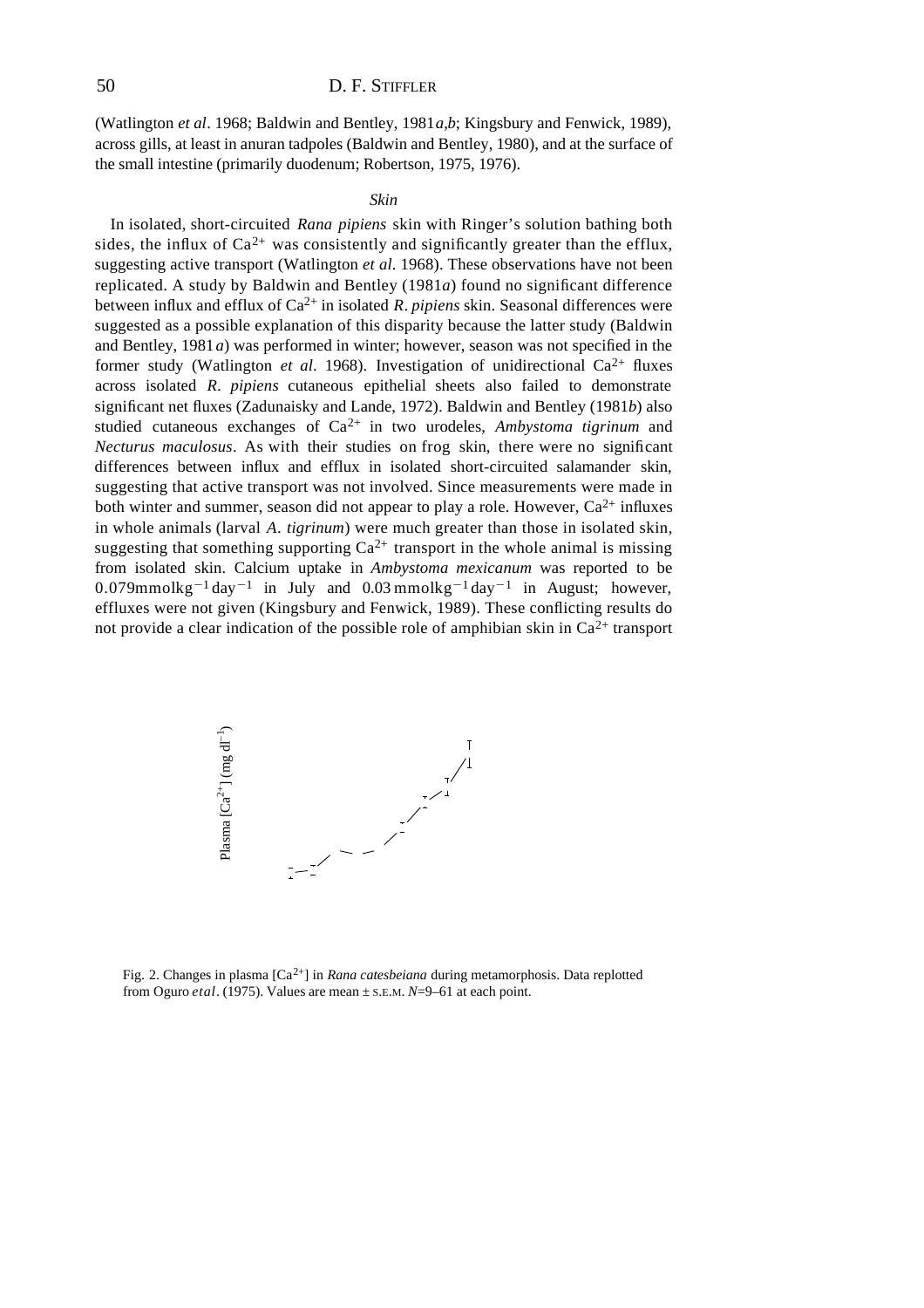(Watlington *et al*. 1968; Baldwin and Bentley, 1981*a,b*; Kingsbury and Fenwick, 1989), across gills, at least in anuran tadpoles (Baldwin and Bentley, 1980), and at the surface of the small intestine (primarily duodenum; Robertson, 1975, 1976).

### *Skin*

In isolated, short-circuited *Rana pipiens* skin with Ringer's solution bathing both sides, the influx of $Ca^{2+}$ was consistently and significantly greater than the efflux, suggesting active transport (Watlington *et al.* 1968). These observations have not been replicated. A study by Baldwin and Bentley (1981*a*) found no significant difference between influx and efflux of $Ca^{2+}$ in isolated *R. pipiens* skin. Seasonal differences were suggested as a possible explanation of this disparity because the latter study (Baldwin and Bentley, 1981*a*) was performed in winter; however, season was not specified in the former study (Watlington *et al.* 1968). Investigation of unidirectional $Ca^{2+}$ fluxes across isolated *R. pipiens* cutaneous epithelial sheets also failed to demonstrate significant net fluxes (Zadunaisky and Lande, 1972). Baldwin and Bentley (1981*b*) also studied cutaneous exchanges of $Ca^{2+}$ in two urodeles, *Ambystoma tigrinum* and *Necturus maculosus*. As with their studies on frog skin, there were no significant differences between influx and efflux in isolated short-circuited salamander skin, suggesting that active transport was not involved. Since measurements were made in both winter and summer, season did not appear to play a role. However, $Ca^{2+}$ influxes in whole animals (larval *A. tigrinum*) were much greater than those in isolated skin, suggesting that something supporting $Ca^{2+}$ transport in the whole animal is missing from isolated skin. Calcium uptake in *Ambystoma mexicanum* was reported to be $0.079\,\mathrm{mmol\,kg^{-1}\,day^{-1}}$ in July and $0.03\,\mathrm{mmol\,kg^{-1}\,day^{-1}}$ in August; however, effluxes were not given (Kingsbury and Fenwick, 1989). These conflicting results do not provide a clear indication of the possible role of amphibian skin in $Ca^{2+}$ transport

Plasma [$Ca^{2+}$] (mg $dl^{-1}$)

Fig. 2. Changes in plasma [$Ca^{2+}$] in *Rana catesbeiana* during metamorphosis. Data replotted from Oguro *et al*. (1975). Values are mean ± S.E.M. *N*=9–61 at each point.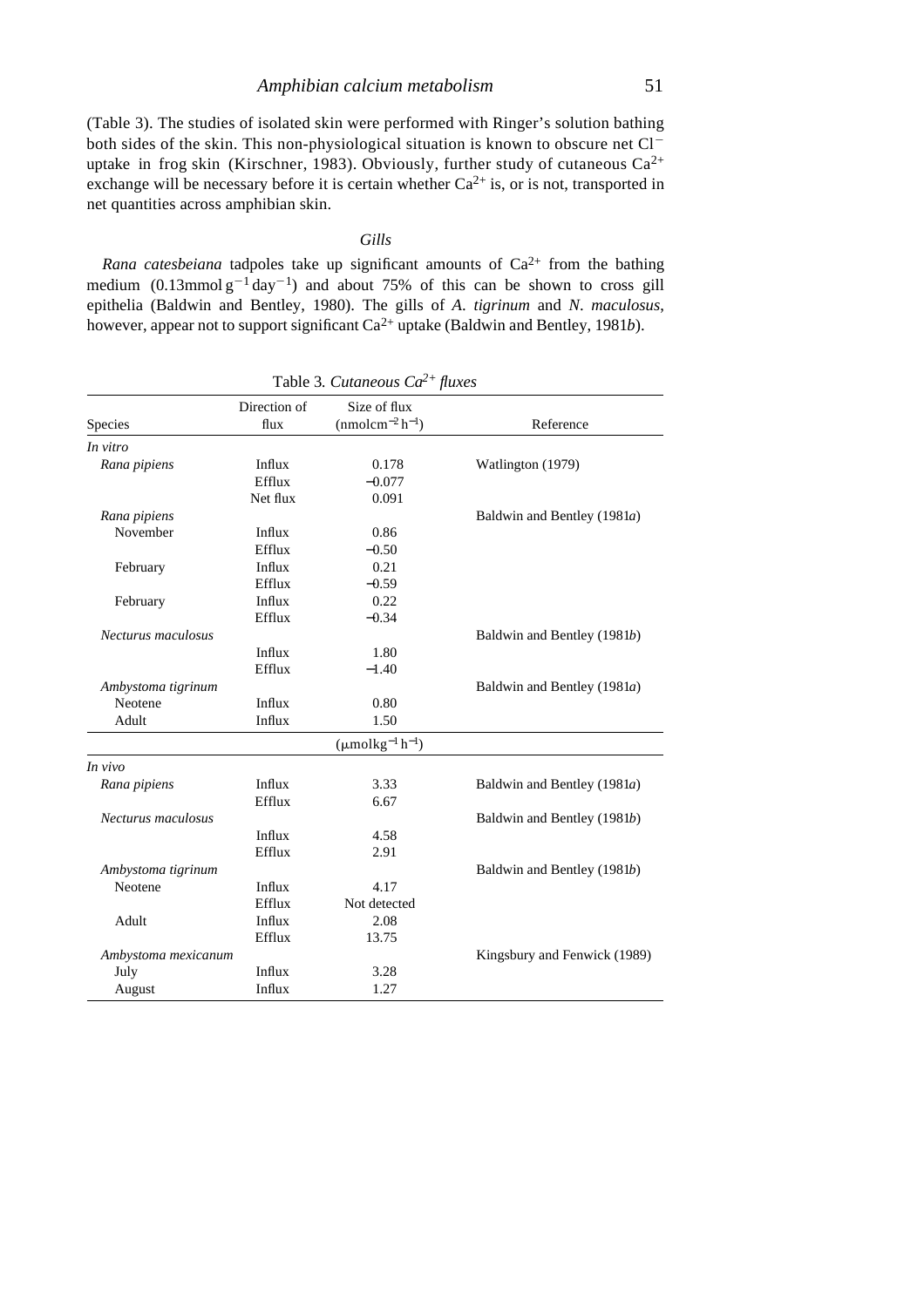(Table 3). The studies of isolated skin were performed with Ringer's solution bathing both sides of the skin. This non-physiological situation is known to obscure net $Cl^-$ uptake in frog skin (Kirschner, 1983). Obviously, further study of cutaneous $Ca^{2+}$ exchange will be necessary before it is certain whether $Ca^{2+}$ is, or is not, transported in net quantities across amphibian skin.

### *Gills*

*Rana catesbeiana* tadpoles take up significant amounts of $Ca^{2+}$ from the bathing medium ($0.13 mmol\,g^{-1}\,day^{-1}$) and about 75% of this can be shown to cross gill epithelia (Baldwin and Bentley, 1980). The gills of *A. tigrinum* and *N. maculosus*, however, appear not to support significant $Ca^{2+}$ uptake (Baldwin and Bentley, 1981*b*).

Table 3. *Cutaneous $Ca^{2+}$ fluxes*

| Species | Direction of flux | Size of flux ($nmol\,cm^{-2}\,h^{-1}$) | Reference |
|---|---|---|---|
| *In vitro* | | | |
| *Rana pipiens* | Influx | 0.178 | Watlington (1979) |
| | Efflux | −0.077 | |
| | Net flux | 0.091 | |
| *Rana pipiens* | | | Baldwin and Bentley (1981*a*) |
| November | Influx | 0.86 | |
| | Efflux | −0.50 | |
| February | Influx | 0.21 | |
| | Efflux | −0.59 | |
| February | Influx | 0.22 | |
| | Efflux | −0.34 | |
| *Necturus maculosus* | | | Baldwin and Bentley (1981*b*) |
| | Influx | 1.80 | |
| | Efflux | −1.40 | |
| *Ambystoma tigrinum* | | | Baldwin and Bentley (1981*a*) |
| Neotene | Influx | 0.80 | |
| Adult | Influx | 1.50 | |
| | | ($\mu mol\,kg^{-1}\,h^{-1}$) | |
| *In vivo* | | | |
| *Rana pipiens* | Influx | 3.33 | Baldwin and Bentley (1981*a*) |
| | Efflux | 6.67 | |
| *Necturus maculosus* | | | Baldwin and Bentley (1981*b*) |
| | Influx | 4.58 | |
| | Efflux | 2.91 | |
| *Ambystoma tigrinum* | | | Baldwin and Bentley (1981*b*) |
| Neotene | Influx | 4.17 | |
| | Efflux | Not detected | |
| Adult | Influx | 2.08 | |
| | Efflux | 13.75 | |
| *Ambystoma mexicanum* | | | Kingsbury and Fenwick (1989) |
| July | Influx | 3.28 | |
| August | Influx | 1.27 | |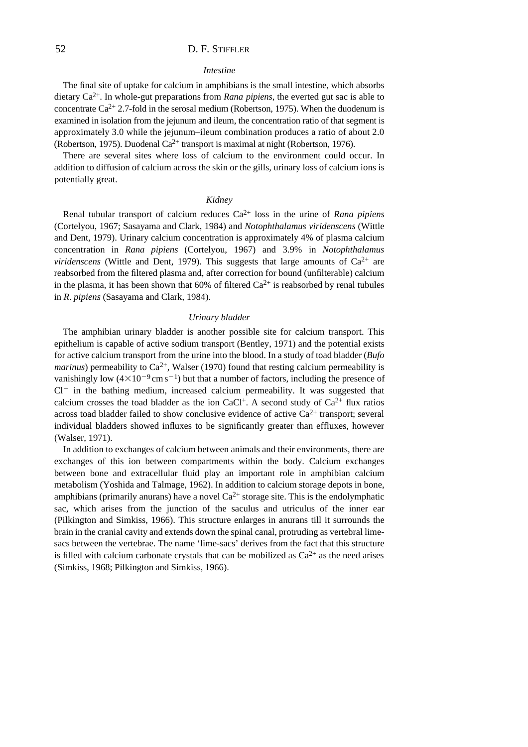### *Intestine*

The final site of uptake for calcium in amphibians is the small intestine, which absorbs dietary $Ca^{2+}$. In whole-gut preparations from *Rana pipiens*, the everted gut sac is able to concentrate $Ca^{2+}$ 2.7-fold in the serosal medium (Robertson, 1975). When the duodenum is examined in isolation from the jejunum and ileum, the concentration ratio of that segment is approximately 3.0 while the jejunum–ileum combination produces a ratio of about 2.0 (Robertson, 1975). Duodenal $Ca^{2+}$ transport is maximal at night (Robertson, 1976).

There are several sites where loss of calcium to the environment could occur. In addition to diffusion of calcium across the skin or the gills, urinary loss of calcium ions is potentially great.

### *Kidney*

Renal tubular transport of calcium reduces $Ca^{2+}$ loss in the urine of *Rana pipiens* (Cortelyou, 1967; Sasayama and Clark, 1984) and *Notophthalamus viridenscens* (Wittle and Dent, 1979). Urinary calcium concentration is approximately 4% of plasma calcium concentration in *Rana pipiens* (Cortelyou, 1967) and 3.9% in *Notophthalamus viridenscens* (Wittle and Dent, 1979). This suggests that large amounts of $Ca^{2+}$ are reabsorbed from the filtered plasma and, after correction for bound (unfilterable) calcium in the plasma, it has been shown that 60% of filtered $Ca^{2+}$ is reabsorbed by renal tubules in *R. pipiens* (Sasayama and Clark, 1984).

### *Urinary bladder*

The amphibian urinary bladder is another possible site for calcium transport. This epithelium is capable of active sodium transport (Bentley, 1971) and the potential exists for active calcium transport from the urine into the blood. In a study of toad bladder (*Bufo marinus*) permeability to $Ca^{2+}$, Walser (1970) found that resting calcium permeability is vanishingly low ($4\times10^{-9}\,cm\,s^{-1}$) but that a number of factors, including the presence of $Cl^{-}$ in the bathing medium, increased calcium permeability. It was suggested that calcium crosses the toad bladder as the ion $CaCl^{+}$. A second study of $Ca^{2+}$ flux ratios across toad bladder failed to show conclusive evidence of active $Ca^{2+}$ transport; several individual bladders showed influxes to be significantly greater than effluxes, however (Walser, 1971).

In addition to exchanges of calcium between animals and their environments, there are exchanges of this ion between compartments within the body. Calcium exchanges between bone and extracellular fluid play an important role in amphibian calcium metabolism (Yoshida and Talmage, 1962). In addition to calcium storage depots in bone, amphibians (primarily anurans) have a novel $Ca^{2+}$ storage site. This is the endolymphatic sac, which arises from the junction of the saculus and utriculus of the inner ear (Pilkington and Simkiss, 1966). This structure enlarges in anurans till it surrounds the brain in the cranial cavity and extends down the spinal canal, protruding as vertebral lime-sacs between the vertebrae. The name 'lime-sacs' derives from the fact that this structure is filled with calcium carbonate crystals that can be mobilized as $Ca^{2+}$ as the need arises (Simkiss, 1968; Pilkington and Simkiss, 1966).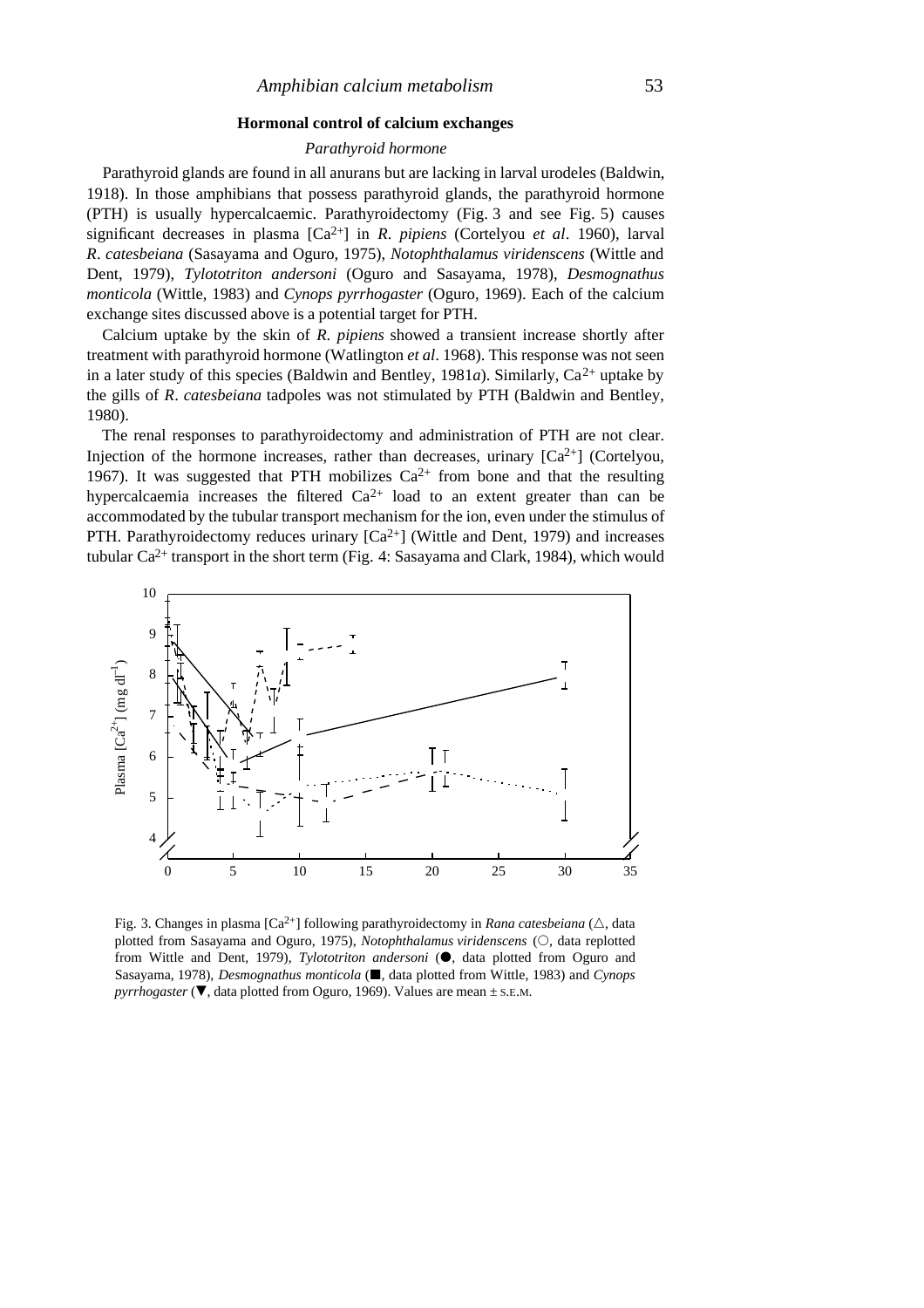## Hormonal control of calcium exchanges

### *Parathyroid hormone*

Parathyroid glands are found in all anurans but are lacking in larval urodeles (Baldwin, 1918). In those amphibians that possess parathyroid glands, the parathyroid hormone (PTH) is usually hypercalcaemic. Parathyroidectomy (Fig. 3 and see Fig. 5) causes significant decreases in plasma [$Ca^{2+}$] in *R. pipiens* (Cortelyou *et al*. 1960), larval *R. catesbeiana* (Sasayama and Oguro, 1975), *Notophthalamus viridenscens* (Wittle and Dent, 1979), *Tylototriton andersoni* (Oguro and Sasayama, 1978), *Desmognathus monticola* (Wittle, 1983) and *Cynops pyrrhogaster* (Oguro, 1969). Each of the calcium exchange sites discussed above is a potential target for PTH.

Calcium uptake by the skin of *R. pipiens* showed a transient increase shortly after treatment with parathyroid hormone (Watlington *et al*. 1968). This response was not seen in a later study of this species (Baldwin and Bentley, 1981*a*). Similarly, $Ca^{2+}$ uptake by the gills of *R. catesbeiana* tadpoles was not stimulated by PTH (Baldwin and Bentley, 1980).

The renal responses to parathyroidectomy and administration of PTH are not clear. Injection of the hormone increases, rather than decreases, urinary [$Ca^{2+}$] (Cortelyou, 1967). It was suggested that PTH mobilizes $Ca^{2+}$ from bone and that the resulting hypercalcaemia increases the filtered $Ca^{2+}$ load to an extent greater than can be accommodated by the tubular transport mechanism for the ion, even under the stimulus of PTH. Parathyroidectomy reduces urinary [$Ca^{2+}$] (Wittle and Dent, 1979) and increases tubular $Ca^{2+}$ transport in the short term (Fig. 4: Sasayama and Clark, 1984), which would

Fig. 3. Changes in plasma [$Ca^{2+}$] following parathyroidectomy in *Rana catesbeiana* (△, data plotted from Sasayama and Oguro, 1975), *Notophthalamus viridenscens* (○, data replotted from Wittle and Dent, 1979), *Tylototriton andersoni* (●, data plotted from Oguro and Sasayama, 1978), *Desmognathus monticola* (■, data plotted from Wittle, 1983) and *Cynops pyrrhogaster* (▼, data plotted from Oguro, 1969). Values are mean ± S.E.M.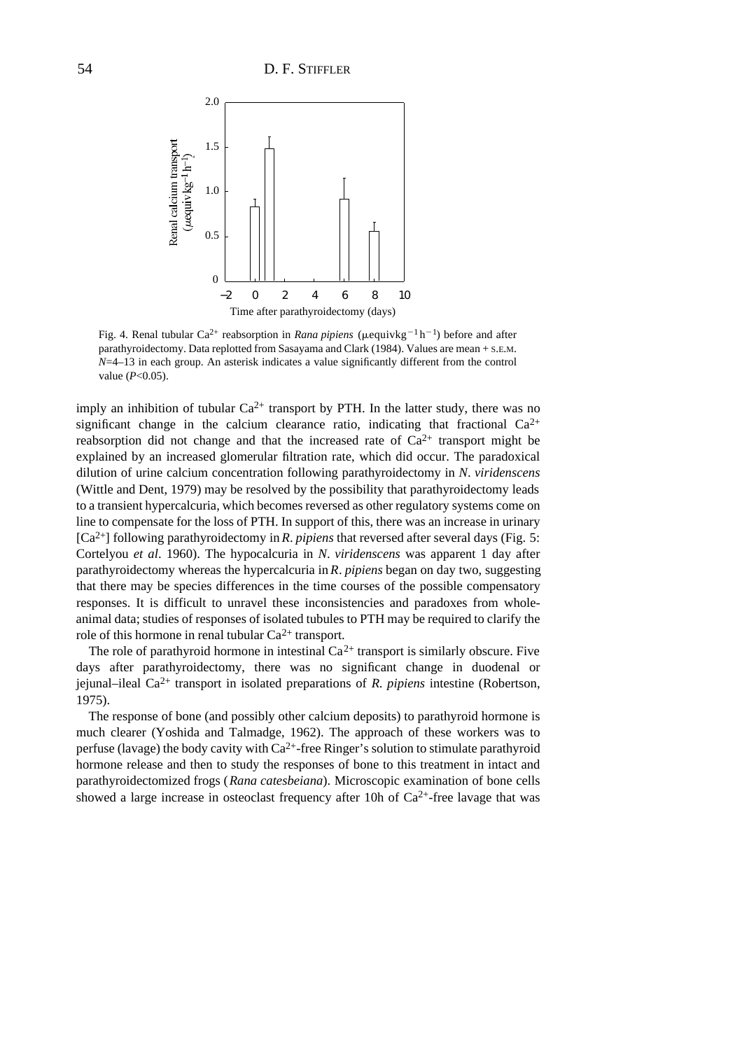Fig. 4. Renal tubular $Ca^{2+}$ reabsorption in *Rana pipiens* ($\mu$equiv kg$^{-1}$ h$^{-1}$) before and after parathyroidectomy. Data replotted from Sasayama and Clark (1984). Values are mean + S.E.M. *N*=4–13 in each group. An asterisk indicates a value significantly different from the control value ($P$<0.05).

imply an inhibition of tubular $Ca^{2+}$ transport by PTH. In the latter study, there was no significant change in the calcium clearance ratio, indicating that fractional $Ca^{2+}$ reabsorption did not change and that the increased rate of $Ca^{2+}$ transport might be explained by an increased glomerular filtration rate, which did occur. The paradoxical dilution of urine calcium concentration following parathyroidectomy in *N. viridenscens* (Wittle and Dent, 1979) may be resolved by the possibility that parathyroidectomy leads to a transient hypercalcuria, which becomes reversed as other regulatory systems come on line to compensate for the loss of PTH. In support of this, there was an increase in urinary $[Ca^{2+}]$ following parathyroidectomy in *R. pipiens* that reversed after several days (Fig. 5: Cortelyou *et al*. 1960). The hypocalcuria in *N. viridenscens* was apparent 1 day after parathyroidectomy whereas the hypercalcuria in *R. pipiens* began on day two, suggesting that there may be species differences in the time courses of the possible compensatory responses. It is difficult to unravel these inconsistencies and paradoxes from whole-animal data; studies of responses of isolated tubules to PTH may be required to clarify the role of this hormone in renal tubular $Ca^{2+}$ transport.

The role of parathyroid hormone in intestinal $Ca^{2+}$ transport is similarly obscure. Five days after parathyroidectomy, there was no significant change in duodenal or jejunal–ileal $Ca^{2+}$ transport in isolated preparations of *R. pipiens* intestine (Robertson, 1975).

The response of bone (and possibly other calcium deposits) to parathyroid hormone is much clearer (Yoshida and Talmadge, 1962). The approach of these workers was to perfuse (lavage) the body cavity with $Ca^{2+}$-free Ringer's solution to stimulate parathyroid hormone release and then to study the responses of bone to this treatment in intact and parathyroidectomized frogs (*Rana catesbeiana*). Microscopic examination of bone cells showed a large increase in osteoclast frequency after 10h of $Ca^{2+}$-free lavage that was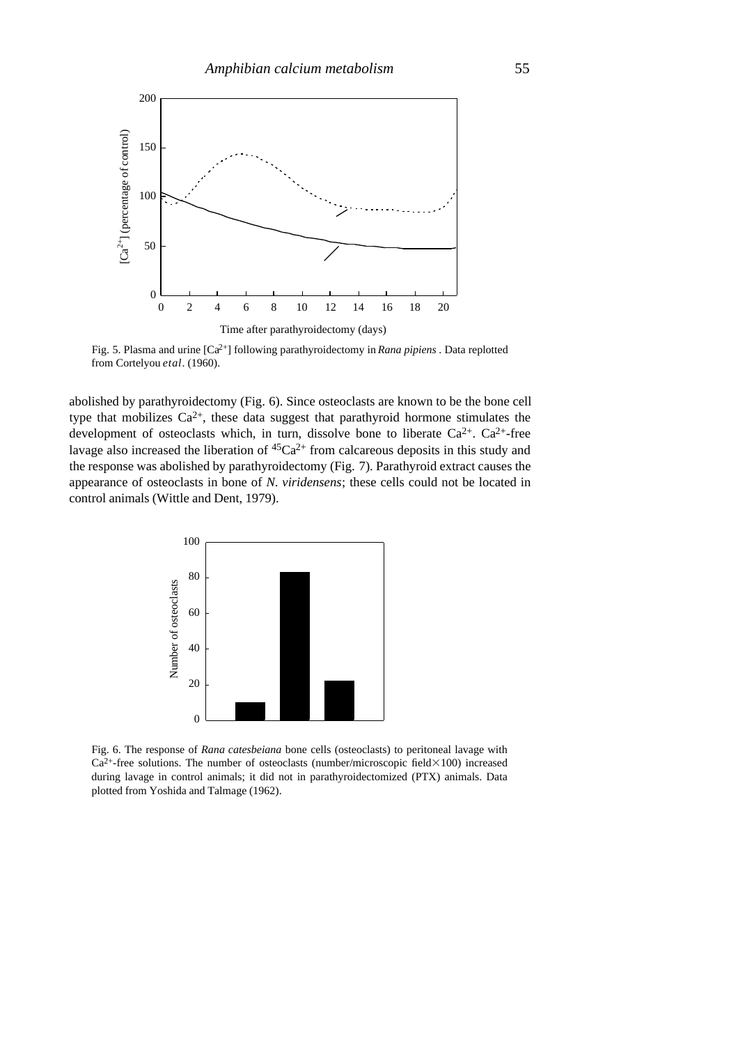Fig. 5. Plasma and urine [$Ca^{2+}$] following parathyroidectomy in *Rana pipiens*. Data replotted from Cortelyou *et al.* (1960).

abolished by parathyroidectomy (Fig. 6). Since osteoclasts are known to be the bone cell type that mobilizes $Ca^{2+}$, these data suggest that parathyroid hormone stimulates the development of osteoclasts which, in turn, dissolve bone to liberate $Ca^{2+}$. $Ca^{2+}$-free lavage also increased the liberation of $^{45}Ca^{2+}$ from calcareous deposits in this study and the response was abolished by parathyroidectomy (Fig. 7). Parathyroid extract causes the appearance of osteoclasts in bone of *N. viridensens*; these cells could not be located in control animals (Wittle and Dent, 1979).

Fig. 6. The response of *Rana catesbeiana* bone cells (osteoclasts) to peritoneal lavage with $Ca^{2+}$-free solutions. The number of osteoclasts (number/microscopic field$\times$100) increased during lavage in control animals; it did not in parathyroidectomized (PTX) animals. Data plotted from Yoshida and Talmage (1962).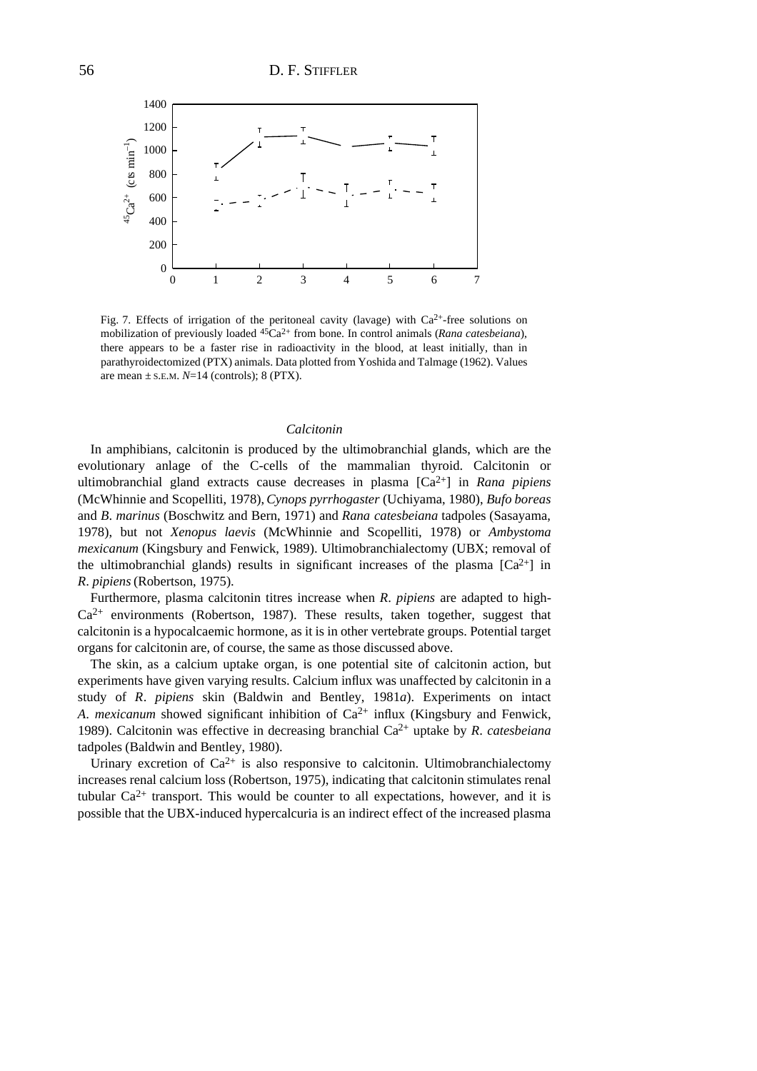Fig. 7. Effects of irrigation of the peritoneal cavity (lavage) with $Ca^{2+}$-free solutions on mobilization of previously loaded $^{45}Ca^{2+}$ from bone. In control animals (*Rana catesbeiana*), there appears to be a faster rise in radioactivity in the blood, at least initially, than in parathyroidectomized (PTX) animals. Data plotted from Yoshida and Talmage (1962). Values are mean ± S.E.M. *N*=14 (controls); 8 (PTX).

### *Calcitonin*

In amphibians, calcitonin is produced by the ultimobranchial glands, which are the evolutionary anlage of the C-cells of the mammalian thyroid. Calcitonin or ultimobranchial gland extracts cause decreases in plasma [$Ca^{2+}$] in *Rana pipiens* (McWhinnie and Scopelliti, 1978), *Cynops pyrrhogaster* (Uchiyama, 1980), *Bufo boreas* and *B. marinus* (Boschwitz and Bern, 1971) and *Rana catesbeiana* tadpoles (Sasayama, 1978), but not *Xenopus laevis* (McWhinnie and Scopelliti, 1978) or *Ambystoma mexicanum* (Kingsbury and Fenwick, 1989). Ultimobranchialectomy (UBX; removal of the ultimobranchial glands) results in significant increases of the plasma [$Ca^{2+}$] in *R. pipiens* (Robertson, 1975).

Furthermore, plasma calcitonin titres increase when *R. pipiens* are adapted to high-$Ca^{2+}$ environments (Robertson, 1987). These results, taken together, suggest that calcitonin is a hypocalcaemic hormone, as it is in other vertebrate groups. Potential target organs for calcitonin are, of course, the same as those discussed above.

The skin, as a calcium uptake organ, is one potential site of calcitonin action, but experiments have given varying results. Calcium influx was unaffected by calcitonin in a study of *R. pipiens* skin (Baldwin and Bentley, 1981*a*). Experiments on intact *A. mexicanum* showed significant inhibition of $Ca^{2+}$ influx (Kingsbury and Fenwick, 1989). Calcitonin was effective in decreasing branchial $Ca^{2+}$ uptake by *R. catesbeiana* tadpoles (Baldwin and Bentley, 1980).

Urinary excretion of $Ca^{2+}$ is also responsive to calcitonin. Ultimobranchialectomy increases renal calcium loss (Robertson, 1975), indicating that calcitonin stimulates renal tubular $Ca^{2+}$ transport. This would be counter to all expectations, however, and it is possible that the UBX-induced hypercalcuria is an indirect effect of the increased plasma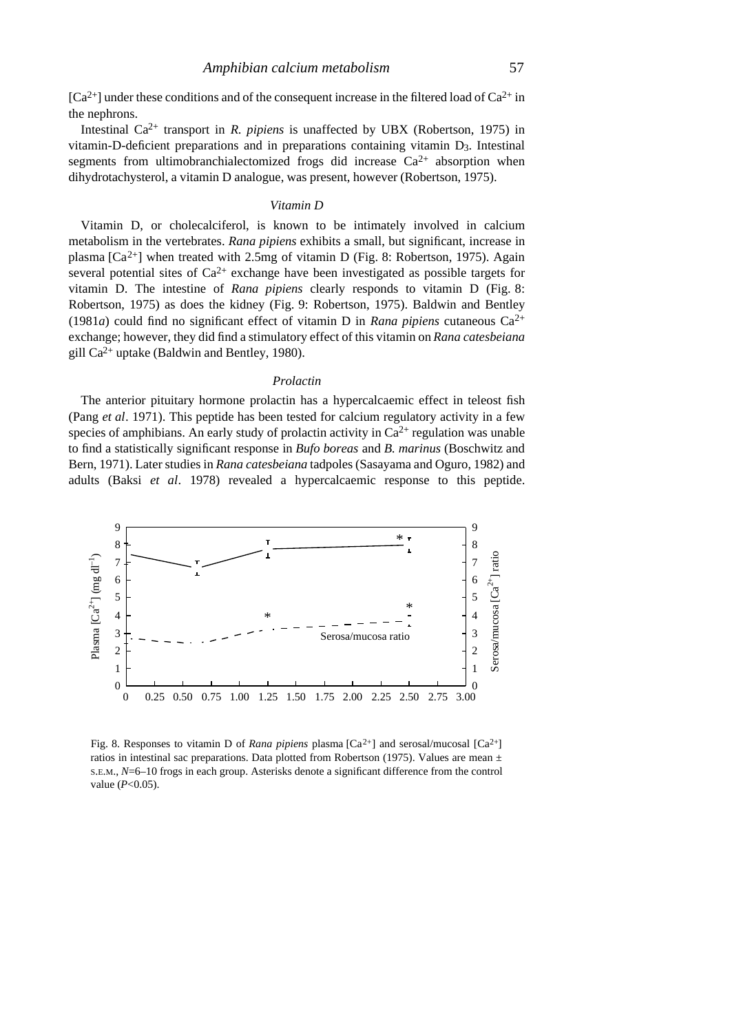$[Ca^{2+}]$ under these conditions and of the consequent increase in the filtered load of $Ca^{2+}$ in the nephrons.

Intestinal $Ca^{2+}$ transport in *R. pipiens* is unaffected by UBX (Robertson, 1975) in vitamin-D-deficient preparations and in preparations containing vitamin $D_3$. Intestinal segments from ultimobranchialectomized frogs did increase $Ca^{2+}$ absorption when dihydrotachysterol, a vitamin D analogue, was present, however (Robertson, 1975).

### *Vitamin D*

Vitamin D, or cholecalciferol, is known to be intimately involved in calcium metabolism in the vertebrates. *Rana pipiens* exhibits a small, but significant, increase in plasma $[Ca^{2+}]$ when treated with 2.5mg of vitamin D (Fig. 8: Robertson, 1975). Again several potential sites of $Ca^{2+}$ exchange have been investigated as possible targets for vitamin D. The intestine of *Rana pipiens* clearly responds to vitamin D (Fig. 8: Robertson, 1975) as does the kidney (Fig. 9: Robertson, 1975). Baldwin and Bentley (1981*a*) could find no significant effect of vitamin D in *Rana pipiens* cutaneous $Ca^{2+}$ exchange; however, they did find a stimulatory effect of this vitamin on *Rana catesbeiana* gill $Ca^{2+}$ uptake (Baldwin and Bentley, 1980).

### *Prolactin*

The anterior pituitary hormone prolactin has a hypercalcaemic effect in teleost fish (Pang *et al*. 1971). This peptide has been tested for calcium regulatory activity in a few species of amphibians. An early study of prolactin activity in $Ca^{2+}$ regulation was unable to find a statistically significant response in *Bufo boreas* and *B. marinus* (Boschwitz and Bern, 1971). Later studies in *Rana catesbeiana* tadpoles (Sasayama and Oguro, 1982) and adults (Baksi *et al*. 1978) revealed a hypercalcaemic response to this peptide.

Fig. 8. Responses to vitamin D of *Rana pipiens* plasma $[Ca^{2+}]$ and serosal/mucosal $[Ca^{2+}]$ ratios in intestinal sac preparations. Data plotted from Robertson (1975). Values are mean ± S.E.M., $N$=6–10 frogs in each group. Asterisks denote a significant difference from the control value ($P$<0.05).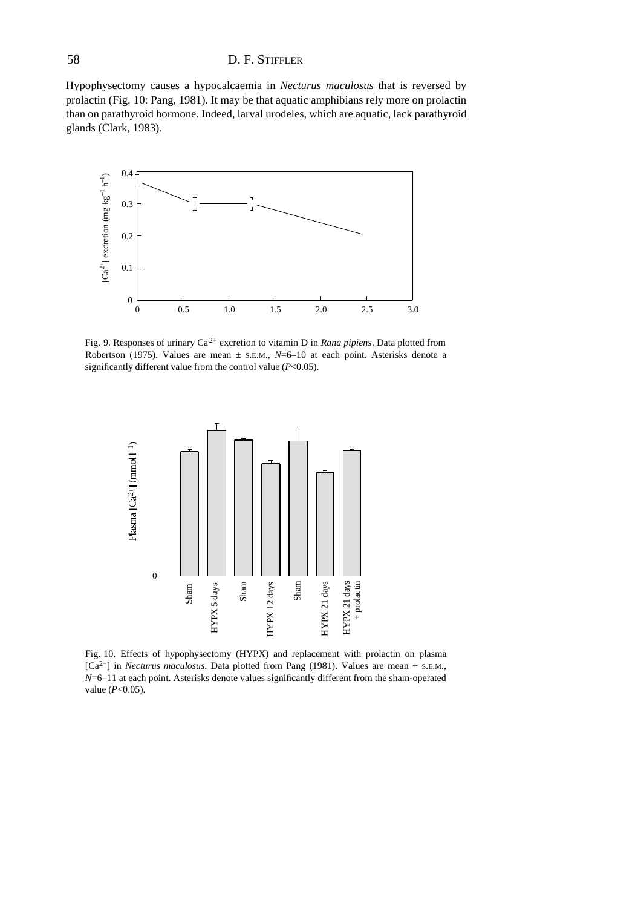Hypophysectomy causes a hypocalcaemia in *Necturus maculosus* that is reversed by prolactin (Fig. 10: Pang, 1981). It may be that aquatic amphibians rely more on prolactin than on parathyroid hormone. Indeed, larval urodeles, which are aquatic, lack parathyroid glands (Clark, 1983).

Fig. 9. Responses of urinary $Ca^{2+}$ excretion to vitamin D in *Rana pipiens*. Data plotted from Robertson (1975). Values are mean ± S.E.M., $N$=6–10 at each point. Asterisks denote a significantly different value from the control value ($P$<0.05).

Fig. 10. Effects of hypophysectomy (HYPX) and replacement with prolactin on plasma $[Ca^{2+}]$ in *Necturus maculosus*. Data plotted from Pang (1981). Values are mean + S.E.M., $N$=6–11 at each point. Asterisks denote values significantly different from the sham-operated value ($P$<0.05).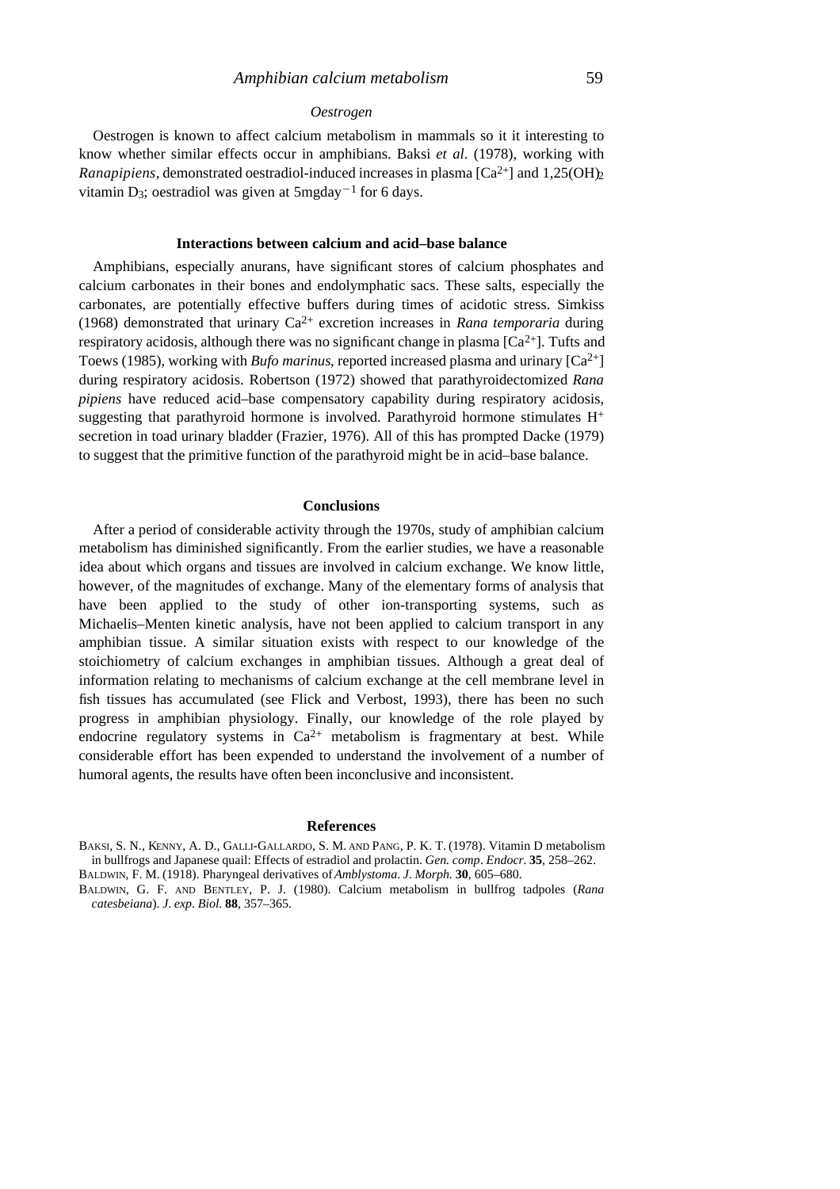### *Oestrogen*

Oestrogen is known to affect calcium metabolism in mammals so it it interesting to know whether similar effects occur in amphibians. Baksi *et al*. (1978), working with *Ranapipiens*, demonstrated oestradiol-induced increases in plasma [$Ca^{2+}$] and 1,25(OH)$_2$ vitamin $D_3$; oestradiol was given at 5mgday$^{-1}$ for 6 days.

## Interactions between calcium and acid–base balance

Amphibians, especially anurans, have significant stores of calcium phosphates and calcium carbonates in their bones and endolymphatic sacs. These salts, especially the carbonates, are potentially effective buffers during times of acidotic stress. Simkiss (1968) demonstrated that urinary $Ca^{2+}$ excretion increases in *Rana temporaria* during respiratory acidosis, although there was no significant change in plasma [$Ca^{2+}$]. Tufts and Toews (1985), working with *Bufo marinus*, reported increased plasma and urinary [$Ca^{2+}$] during respiratory acidosis. Robertson (1972) showed that parathyroidectomized *Rana pipiens* have reduced acid–base compensatory capability during respiratory acidosis, suggesting that parathyroid hormone is involved. Parathyroid hormone stimulates $H^+$ secretion in toad urinary bladder (Frazier, 1976). All of this has prompted Dacke (1979) to suggest that the primitive function of the parathyroid might be in acid–base balance.

## Conclusions

After a period of considerable activity through the 1970s, study of amphibian calcium metabolism has diminished significantly. From the earlier studies, we have a reasonable idea about which organs and tissues are involved in calcium exchange. We know little, however, of the magnitudes of exchange. Many of the elementary forms of analysis that have been applied to the study of other ion-transporting systems, such as Michaelis–Menten kinetic analysis, have not been applied to calcium transport in any amphibian tissue. A similar situation exists with respect to our knowledge of the stoichiometry of calcium exchanges in amphibian tissues. Although a great deal of information relating to mechanisms of calcium exchange at the cell membrane level in fish tissues has accumulated (see Flick and Verbost, 1993), there has been no such progress in amphibian physiology. Finally, our knowledge of the role played by endocrine regulatory systems in $Ca^{2+}$ metabolism is fragmentary at best. While considerable effort has been expended to understand the involvement of a number of humoral agents, the results have often been inconclusive and inconsistent.

## References

Baksi, S. N., Kenny, A. D., Galli-Gallardo, S. M. and Pang, P. K. T. (1978). Vitamin D metabolism in bullfrogs and Japanese quail: Effects of estradiol and prolactin. *Gen. comp. Endocr.* **35**, 258–262.

Baldwin, F. M. (1918). Pharyngeal derivatives of *Amblystoma*. *J. Morph.* **30**, 605–680.

Baldwin, G. F. and Bentley, P. J. (1980). Calcium metabolism in bullfrog tadpoles (*Rana catesbeiana*). *J. exp. Biol.* **88**, 357–365.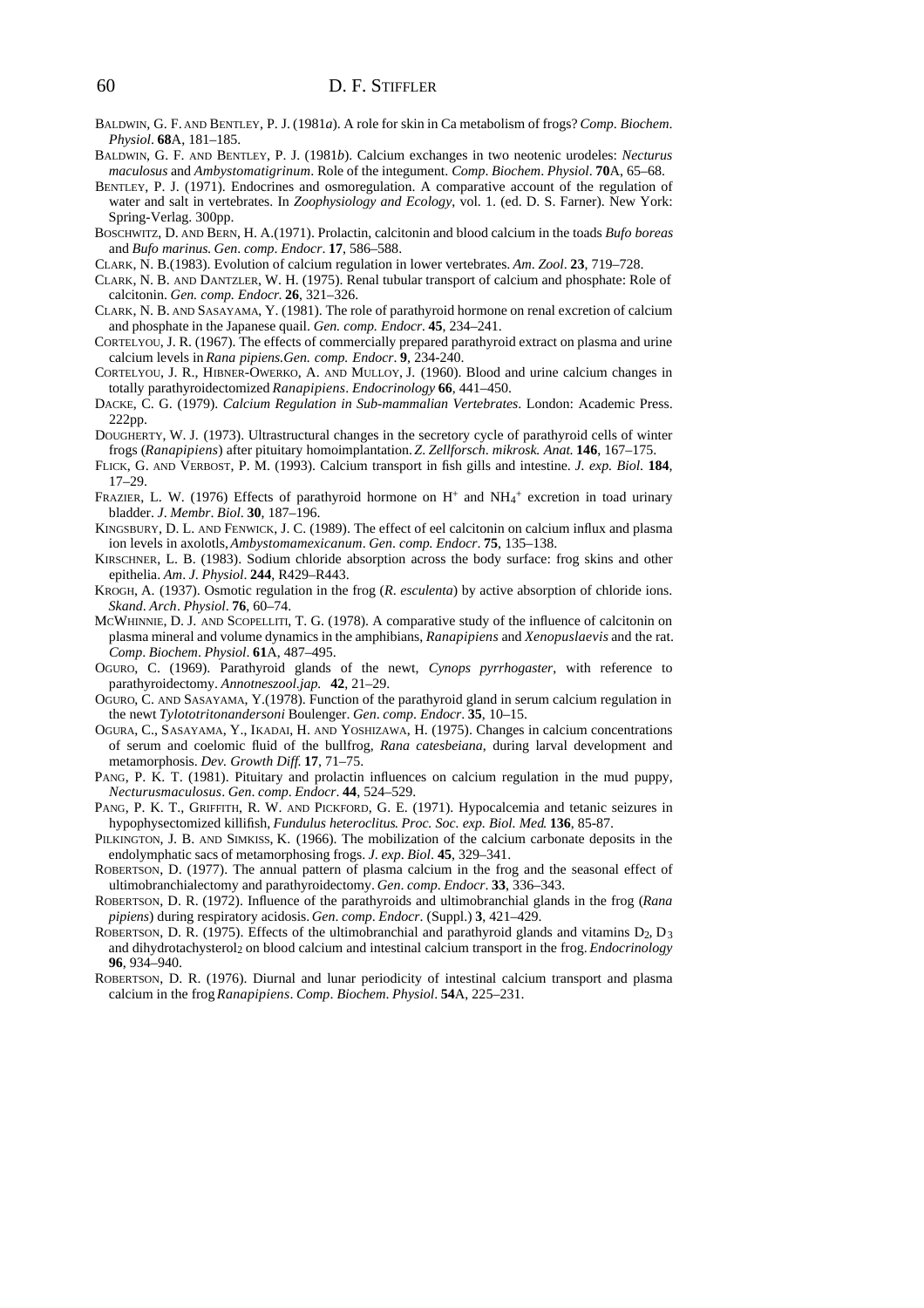BALDWIN, G. F. AND BENTLEY, P. J. (1981*a*). A role for skin in Ca metabolism of frogs? *Comp. Biochem. Physiol.* **68**A, 181–185.

BALDWIN, G. F. AND BENTLEY, P. J. (1981*b*). Calcium exchanges in two neotenic urodeles: *Necturus maculosus* and *Ambystomatigrinum*. Role of the integument. *Comp. Biochem. Physiol.* **70**A, 65–68.

BENTLEY, P. J. (1971). Endocrines and osmoregulation. A comparative account of the regulation of water and salt in vertebrates. In *Zoophysiology and Ecology*, vol. 1. (ed. D. S. Farner). New York: Spring-Verlag. 300pp.

BOSCHWITZ, D. AND BERN, H. A.(1971). Prolactin, calcitonin and blood calcium in the toads *Bufo boreas* and *Bufo marinus. Gen. comp. Endocr.* **17**, 586–588.

CLARK, N. B.(1983). Evolution of calcium regulation in lower vertebrates. *Am. Zool.* **23**, 719–728.

CLARK, N. B. AND DANTZLER, W. H. (1975). Renal tubular transport of calcium and phosphate: Role of calcitonin. *Gen. comp. Endocr.* **26**, 321–326.

CLARK, N. B. AND SASAYAMA, Y. (1981). The role of parathyroid hormone on renal excretion of calcium and phosphate in the Japanese quail. *Gen. comp. Endocr.* **45**, 234–241.

CORTELYOU, J. R. (1967). The effects of commercially prepared parathyroid extract on plasma and urine calcium levels in *Rana pipiens.Gen. comp. Endocr.* **9**, 234-240.

CORTELYOU, J. R., HIBNER-OWERKO, A. AND MULLOY, J. (1960). Blood and urine calcium changes in totally parathyroidectomized *Ranapipiens*. *Endocrinology* **66**, 441–450.

DACKE, C. G. (1979). *Calcium Regulation in Sub-mammalian Vertebrates*. London: Academic Press. 222pp.

DOUGHERTY, W. J. (1973). Ultrastructural changes in the secretory cycle of parathyroid cells of winter frogs (*Ranapipiens*) after pituitary homoimplantation. *Z. Zellforsch. mikrosk. Anat.* **146**, 167–175.

FLICK, G. AND VERBOST, P. M. (1993). Calcium transport in fish gills and intestine. *J. exp. Biol.* **184**, 17–29.

FRAZIER, L. W. (1976) Effects of parathyroid hormone on $H^+$ and $NH_4^+$ excretion in toad urinary bladder. *J. Membr. Biol.* **30**, 187–196.

KINGSBURY, D. L. AND FENWICK, J. C. (1989). The effect of eel calcitonin on calcium influx and plasma ion levels in axolotls, *Ambystomamexicanum*. *Gen. comp. Endocr.* **75**, 135–138.

KIRSCHNER, L. B. (1983). Sodium chloride absorption across the body surface: frog skins and other epithelia. *Am. J. Physiol.* **244**, R429–R443.

KROGH, A. (1937). Osmotic regulation in the frog (*R. esculenta*) by active absorption of chloride ions. *Skand. Arch. Physiol.* **76**, 60–74.

MCWHINNIE, D. J. AND SCOPELLITI, T. G. (1978). A comparative study of the influence of calcitonin on plasma mineral and volume dynamics in the amphibians, *Ranapipiens* and *Xenopuslaevis* and the rat. *Comp. Biochem. Physiol.* **61**A, 487–495.

OGURO, C. (1969). Parathyroid glands of the newt, *Cynops pyrrhogaster*, with reference to parathyroidectomy. *Annotneszool.jap.* **42**, 21–29.

OGURO, C. AND SASAYAMA, Y.(1978). Function of the parathyroid gland in serum calcium regulation in the newt *Tylototritonandersoni* Boulenger. *Gen. comp. Endocr.* **35**, 10–15.

OGURA, C., SASAYAMA, Y., IKADAI, H. AND YOSHIZAWA, H. (1975). Changes in calcium concentrations of serum and coelomic fluid of the bullfrog, *Rana catesbeiana*, during larval development and metamorphosis. *Dev. Growth Diff.* **17**, 71–75.

PANG, P. K. T. (1981). Pituitary and prolactin influences on calcium regulation in the mud puppy, *Necturusmaculosus*. *Gen. comp. Endocr.* **44**, 524–529.

PANG, P. K. T., GRIFFITH, R. W. AND PICKFORD, G. E. (1971). Hypocalcemia and tetanic seizures in hypophysectomized killifish, *Fundulus heteroclitus. Proc. Soc. exp. Biol. Med.* **136**, 85-87.

PILKINGTON, J. B. AND SIMKISS, K. (1966). The mobilization of the calcium carbonate deposits in the endolymphatic sacs of metamorphosing frogs. *J. exp. Biol.* **45**, 329–341.

ROBERTSON, D. (1977). The annual pattern of plasma calcium in the frog and the seasonal effect of ultimobranchialectomy and parathyroidectomy. *Gen. comp. Endocr.* **33**, 336–343.

ROBERTSON, D. R. (1972). Influence of the parathyroids and ultimobranchial glands in the frog (*Rana pipiens*) during respiratory acidosis. *Gen. comp. Endocr.* (Suppl.) **3**, 421–429.

ROBERTSON, D. R. (1975). Effects of the ultimobranchial and parathyroid glands and vitamins $D_2$, $D_3$ and dihydrotachysterol$_2$ on blood calcium and intestinal calcium transport in the frog. *Endocrinology* **96**, 934–940.

ROBERTSON, D. R. (1976). Diurnal and lunar periodicity of intestinal calcium transport and plasma calcium in the frog *Ranapipiens*. *Comp. Biochem. Physiol.* **54**A, 225–231.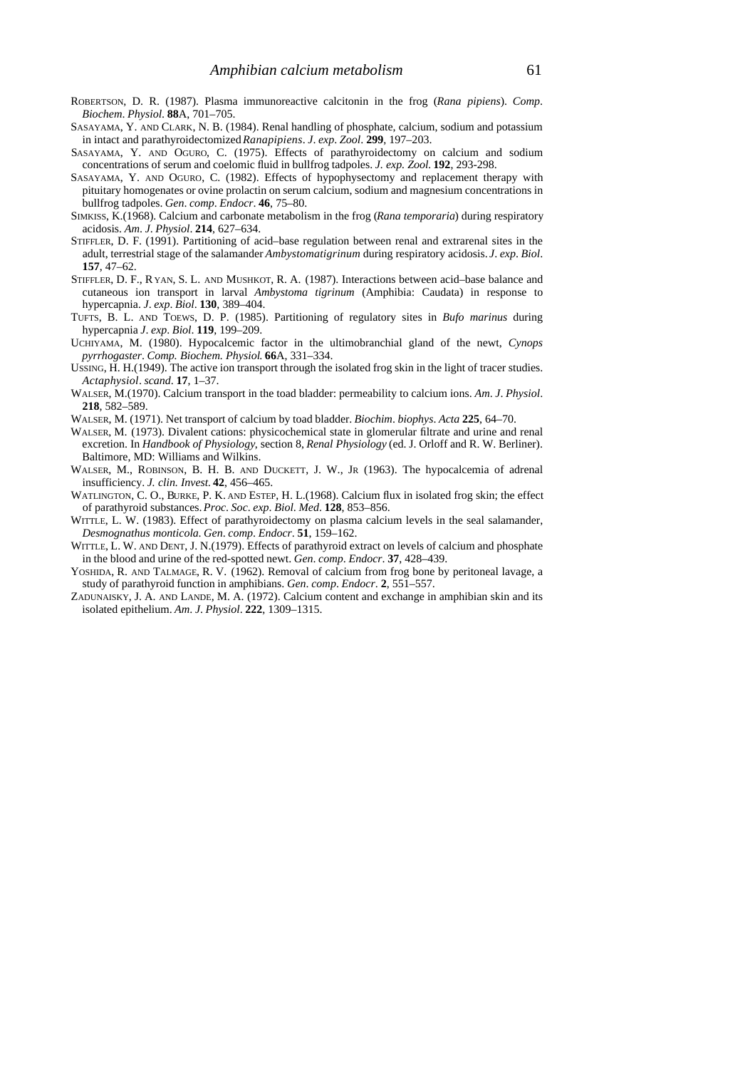ROBERTSON, D. R. (1987). Plasma immunoreactive calcitonin in the frog (*Rana pipiens*). *Comp. Biochem. Physiol.* **88**A, 701–705.

SASAYAMA, Y. AND CLARK, N. B. (1984). Renal handling of phosphate, calcium, sodium and potassium in intact and parathyroidectomized *Ranapipiens*. *J. exp. Zool.* **299**, 197–203.

SASAYAMA, Y. AND OGURO, C. (1975). Effects of parathyroidectomy on calcium and sodium concentrations of serum and coelomic fluid in bullfrog tadpoles. *J. exp. Zool.* **192**, 293-298.

SASAYAMA, Y. AND OGURO, C. (1982). Effects of hypophysectomy and replacement therapy with pituitary homogenates or ovine prolactin on serum calcium, sodium and magnesium concentrations in bullfrog tadpoles. *Gen. comp. Endocr.* **46**, 75–80.

SIMKISS, K.(1968). Calcium and carbonate metabolism in the frog (*Rana temporaria*) during respiratory acidosis. *Am. J. Physiol.* **214**, 627–634.

STIFFLER, D. F. (1991). Partitioning of acid–base regulation between renal and extrarenal sites in the adult, terrestrial stage of the salamander *Ambystomatigrinum* during respiratory acidosis. *J. exp. Biol.* **157**, 47–62.

STIFFLER, D. F., RYAN, S. L. AND MUSHKOT, R. A. (1987). Interactions between acid–base balance and cutaneous ion transport in larval *Ambystoma tigrinum* (Amphibia: Caudata) in response to hypercapnia. *J. exp. Biol.* **130**, 389–404.

TUFTS, B. L. AND TOEWS, D. P. (1985). Partitioning of regulatory sites in *Bufo marinus* during hypercapnia *J. exp. Biol.* **119**, 199–209.

UCHIYAMA, M. (1980). Hypocalcemic factor in the ultimobranchial gland of the newt, *Cynops pyrrhogaster*. *Comp. Biochem. Physiol.* **66**A, 331–334.

USSING, H. H.(1949). The active ion transport through the isolated frog skin in the light of tracer studies. *Actaphysiol. scand.* **17**, 1–37.

WALSER, M.(1970). Calcium transport in the toad bladder: permeability to calcium ions. *Am. J. Physiol.* **218**, 582–589.

WALSER, M. (1971). Net transport of calcium by toad bladder. *Biochim. biophys. Acta* **225**, 64–70.

WALSER, M. (1973). Divalent cations: physicochemical state in glomerular filtrate and urine and renal excretion. In *Handbook of Physiology*, section 8, *Renal Physiology* (ed. J. Orloff and R. W. Berliner). Baltimore, MD: Williams and Wilkins.

WALSER, M., ROBINSON, B. H. B. AND DUCKETT, J. W., JR (1963). The hypocalcemia of adrenal insufficiency. *J. clin. Invest.* **42**, 456–465.

WATLINGTON, C. O., BURKE, P. K. AND ESTEP, H. L.(1968). Calcium flux in isolated frog skin; the effect of parathyroid substances. *Proc. Soc. exp. Biol. Med.* **128**, 853–856.

WITTLE, L. W. (1983). Effect of parathyroidectomy on plasma calcium levels in the seal salamander, *Desmognathus monticola*. *Gen. comp. Endocr.* **51**, 159–162.

WITTLE, L. W. AND DENT, J. N.(1979). Effects of parathyroid extract on levels of calcium and phosphate in the blood and urine of the red-spotted newt. *Gen. comp. Endocr.* **37**, 428–439.

YOSHIDA, R. AND TALMAGE, R. V. (1962). Removal of calcium from frog bone by peritoneal lavage, a study of parathyroid function in amphibians. *Gen. comp. Endocr.* **2**, 551–557.

ZADUNAISKY, J. A. AND LANDE, M. A. (1972). Calcium content and exchange in amphibian skin and its isolated epithelium. *Am. J. Physiol.* **222**, 1309–1315.